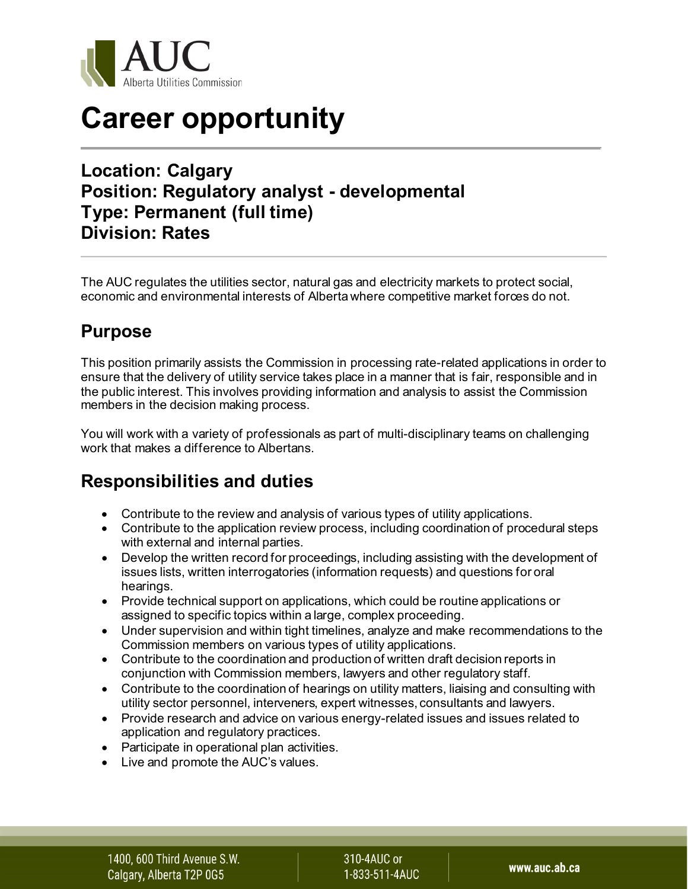AUC
Alberta Utilities Commission

# Career opportunity

## Location: Calgary
## Position: Regulatory analyst - developmental
## Type: Permanent (full time)
## Division: Rates

The AUC regulates the utilities sector, natural gas and electricity markets to protect social, economic and environmental interests of Alberta where competitive market forces do not.

## Purpose

This position primarily assists the Commission in processing rate-related applications in order to ensure that the delivery of utility service takes place in a manner that is fair, responsible and in the public interest. This involves providing information and analysis to assist the Commission members in the decision making process.

You will work with a variety of professionals as part of multi-disciplinary teams on challenging work that makes a difference to Albertans.

## Responsibilities and duties

- Contribute to the review and analysis of various types of utility applications.
- Contribute to the application review process, including coordination of procedural steps with external and internal parties.
- Develop the written record for proceedings, including assisting with the development of issues lists, written interrogatories (information requests) and questions for oral hearings.
- Provide technical support on applications, which could be routine applications or assigned to specific topics within a large, complex proceeding.
- Under supervision and within tight timelines, analyze and make recommendations to the Commission members on various types of utility applications.
- Contribute to the coordination and production of written draft decision reports in conjunction with Commission members, lawyers and other regulatory staff.
- Contribute to the coordination of hearings on utility matters, liaising and consulting with utility sector personnel, interveners, expert witnesses, consultants and lawyers.
- Provide research and advice on various energy-related issues and issues related to application and regulatory practices.
- Participate in operational plan activities.
- Live and promote the AUC's values.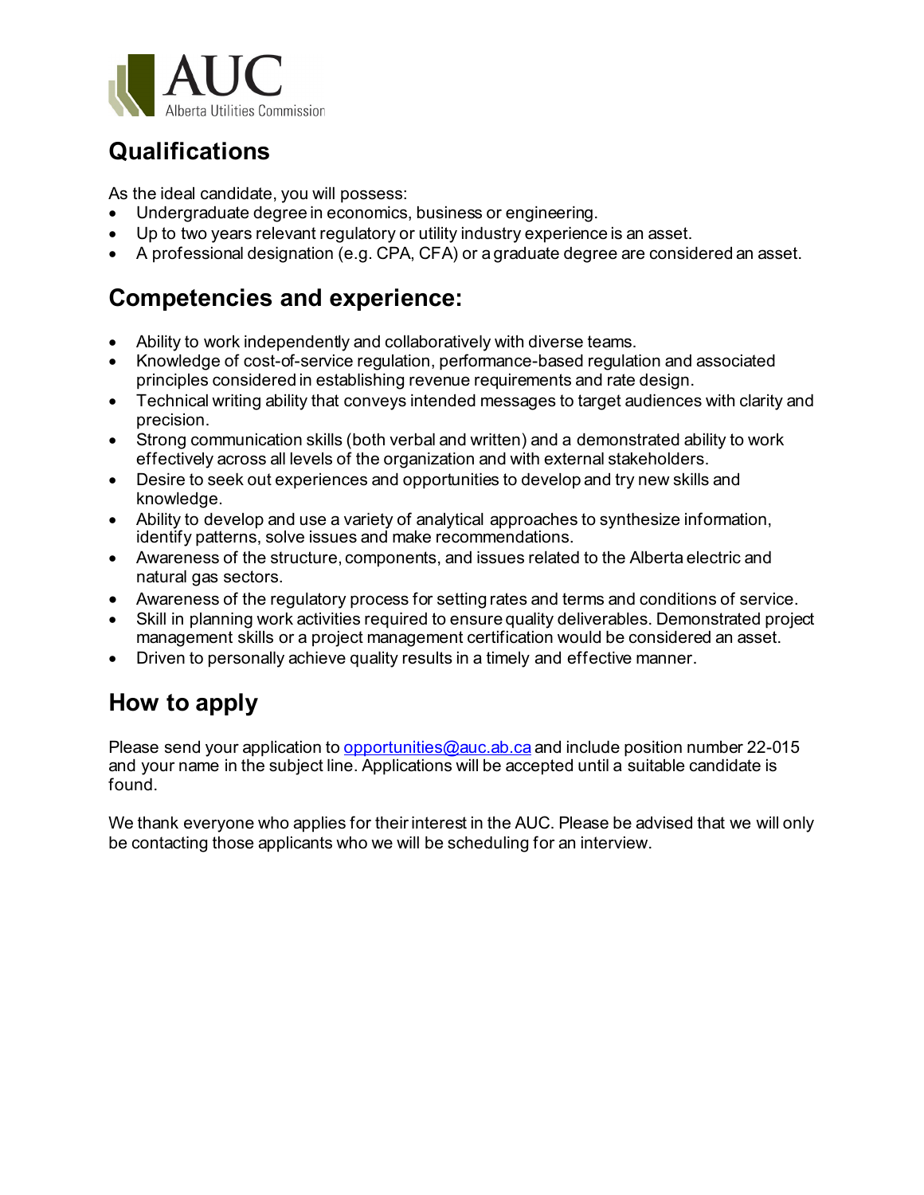## Qualifications

As the ideal candidate, you will possess:

- Undergraduate degree in economics, business or engineering.
- Up to two years relevant regulatory or utility industry experience is an asset.
- A professional designation (e.g. CPA, CFA) or a graduate degree are considered an asset.

## Competencies and experience:

- Ability to work independently and collaboratively with diverse teams.
- Knowledge of cost-of-service regulation, performance-based regulation and associated principles considered in establishing revenue requirements and rate design.
- Technical writing ability that conveys intended messages to target audiences with clarity and precision.
- Strong communication skills (both verbal and written) and a demonstrated ability to work effectively across all levels of the organization and with external stakeholders.
- Desire to seek out experiences and opportunities to develop and try new skills and knowledge.
- Ability to develop and use a variety of analytical approaches to synthesize information, identify patterns, solve issues and make recommendations.
- Awareness of the structure, components, and issues related to the Alberta electric and natural gas sectors.
- Awareness of the regulatory process for setting rates and terms and conditions of service.
- Skill in planning work activities required to ensure quality deliverables. Demonstrated project management skills or a project management certification would be considered an asset.
- Driven to personally achieve quality results in a timely and effective manner.

## How to apply

Please send your application to opportunities@auc.ab.ca and include position number 22-015 and your name in the subject line. Applications will be accepted until a suitable candidate is found.

We thank everyone who applies for their interest in the AUC. Please be advised that we will only be contacting those applicants who we will be scheduling for an interview.